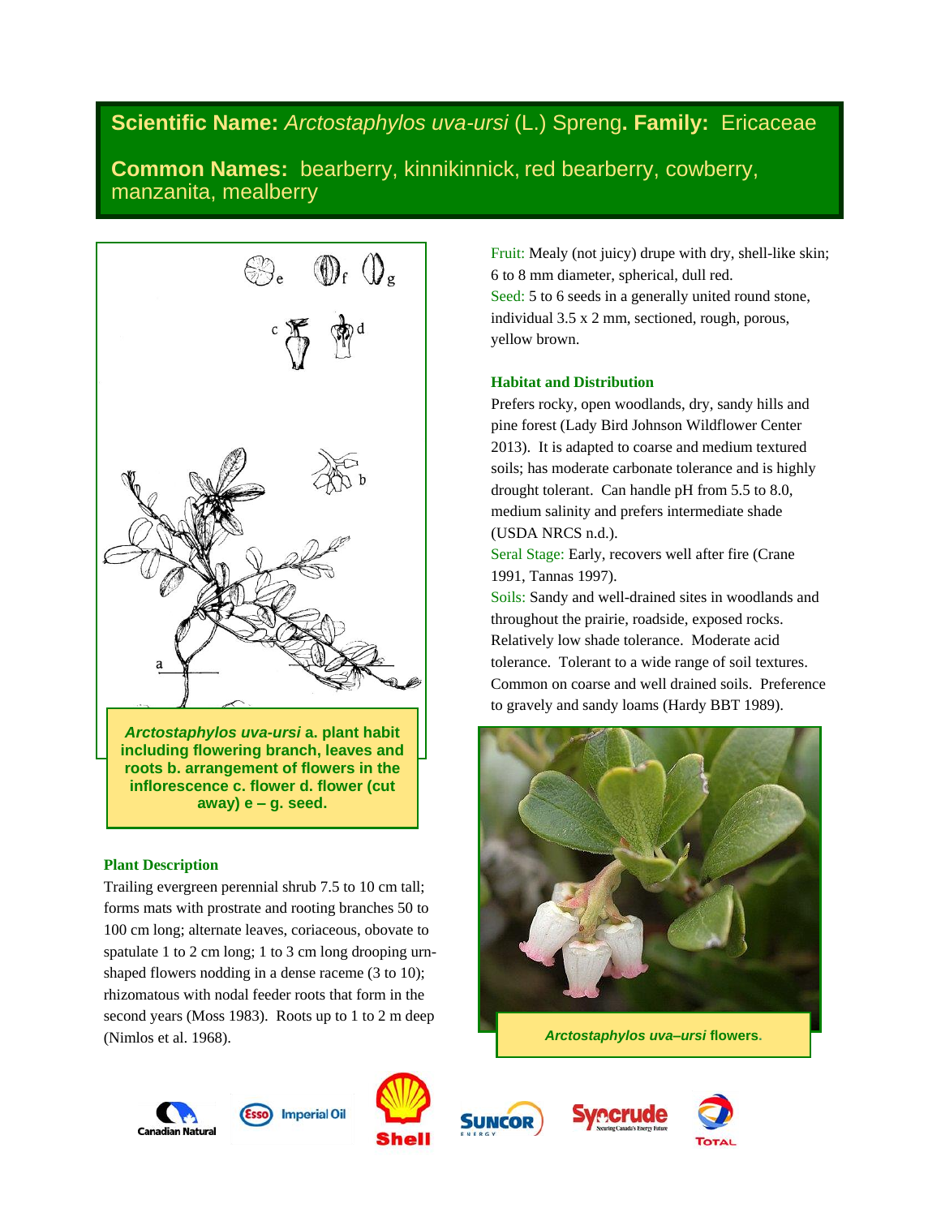**Scientific Name:** *Arctostaphylos uva-ursi* (L.) Spreng. **Family:** Ericaceae

**Common Names:** bearberry, kinnikinnick, red bearberry, cowberry, manzanita, mealberry

***Arctostaphylos uva-ursi*** **a. plant habit including flowering branch, leaves and roots b. arrangement of flowers in the inflorescence c. flower d. flower (cut away) e – g. seed.**

## Plant Description

Trailing evergreen perennial shrub 7.5 to 10 cm tall; forms mats with prostrate and rooting branches 50 to 100 cm long; alternate leaves, coriaceous, obovate to spatulate 1 to 2 cm long; 1 to 3 cm long drooping urn-shaped flowers nodding in a dense raceme (3 to 10); rhizomatous with nodal feeder roots that form in the second years (Moss 1983). Roots up to 1 to 2 m deep (Nimlos et al. 1968).

Fruit: Mealy (not juicy) drupe with dry, shell-like skin; 6 to 8 mm diameter, spherical, dull red.

Seed: 5 to 6 seeds in a generally united round stone, individual 3.5 x 2 mm, sectioned, rough, porous, yellow brown.

## Habitat and Distribution

Prefers rocky, open woodlands, dry, sandy hills and pine forest (Lady Bird Johnson Wildflower Center 2013). It is adapted to coarse and medium textured soils; has moderate carbonate tolerance and is highly drought tolerant. Can handle pH from 5.5 to 8.0, medium salinity and prefers intermediate shade (USDA NRCS n.d.).

Seral Stage: Early, recovers well after fire (Crane 1991, Tannas 1997).

Soils: Sandy and well-drained sites in woodlands and throughout the prairie, roadside, exposed rocks. Relatively low shade tolerance. Moderate acid tolerance. Tolerant to a wide range of soil textures. Common on coarse and well drained soils. Preference to gravely and sandy loams (Hardy BBT 1989).

***Arctostaphylos uva–ursi*** **flowers.**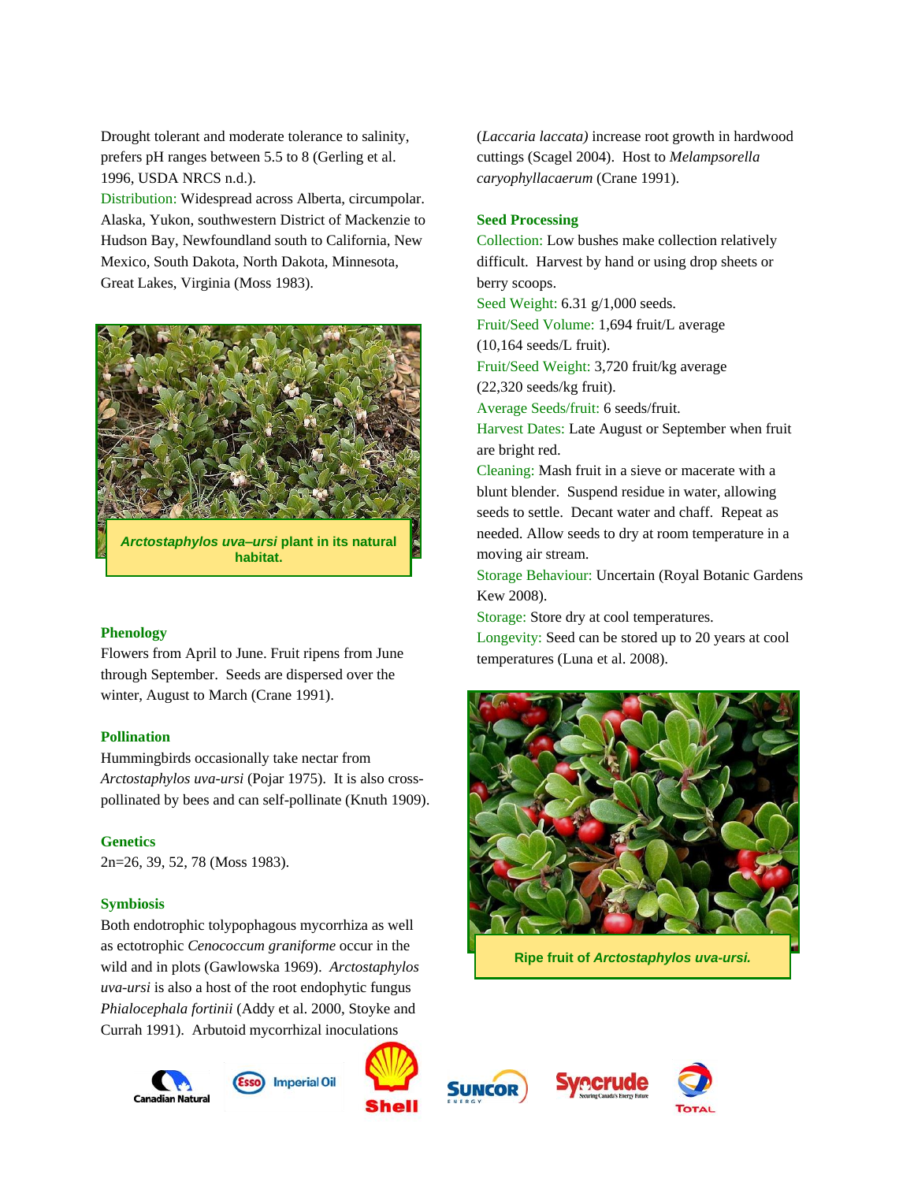Drought tolerant and moderate tolerance to salinity, prefers pH ranges between 5.5 to 8 (Gerling et al. 1996, USDA NRCS n.d.).

Distribution: Widespread across Alberta, circumpolar. Alaska, Yukon, southwestern District of Mackenzie to Hudson Bay, Newfoundland south to California, New Mexico, South Dakota, North Dakota, Minnesota, Great Lakes, Virginia (Moss 1983).

***Arctostaphylos uva–ursi*** **plant in its natural habitat.**

### Phenology

Flowers from April to June. Fruit ripens from June through September. Seeds are dispersed over the winter, August to March (Crane 1991).

### Pollination

Hummingbirds occasionally take nectar from *Arctostaphylos uva-ursi* (Pojar 1975). It is also cross-pollinated by bees and can self-pollinate (Knuth 1909).

### Genetics

2n=26, 39, 52, 78 (Moss 1983).

### Symbiosis

Both endotrophic tolypophagous mycorrhiza as well as ectotrophic *Cenococcum graniforme* occur in the wild and in plots (Gawlowska 1969). *Arctostaphylos uva-ursi* is also a host of the root endophytic fungus *Phialocephala fortinii* (Addy et al. 2000, Stoyke and Currah 1991). Arbutoid mycorrhizal inoculations (*Laccaria laccata)* increase root growth in hardwood cuttings (Scagel 2004). Host to *Melampsorella caryophyllacaerum* (Crane 1991).

### Seed Processing

Collection: Low bushes make collection relatively difficult. Harvest by hand or using drop sheets or berry scoops.

Seed Weight: 6.31 g/1,000 seeds.

Fruit/Seed Volume: 1,694 fruit/L average (10,164 seeds/L fruit).

Fruit/Seed Weight: 3,720 fruit/kg average (22,320 seeds/kg fruit).

Average Seeds/fruit: 6 seeds/fruit.

Harvest Dates: Late August or September when fruit are bright red.

Cleaning: Mash fruit in a sieve or macerate with a blunt blender. Suspend residue in water, allowing seeds to settle. Decant water and chaff. Repeat as needed. Allow seeds to dry at room temperature in a moving air stream.

Storage Behaviour: Uncertain (Royal Botanic Gardens Kew 2008).

Storage: Store dry at cool temperatures.

Longevity: Seed can be stored up to 20 years at cool temperatures (Luna et al. 2008).

**Ripe fruit of** ***Arctostaphylos uva-ursi.***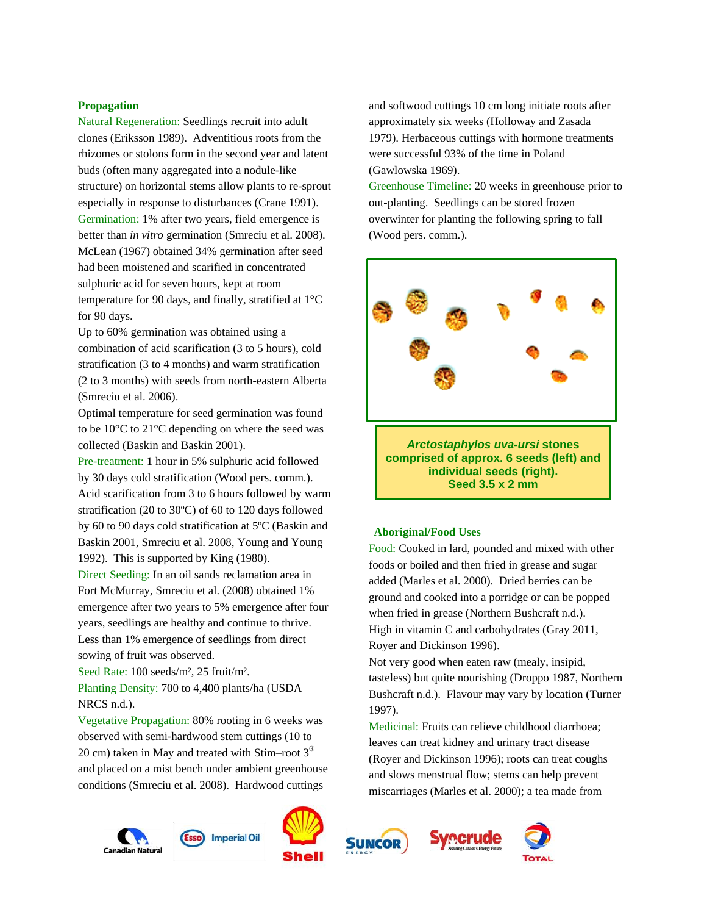## Propagation

Natural Regeneration: Seedlings recruit into adult clones (Eriksson 1989). Adventitious roots from the rhizomes or stolons form in the second year and latent buds (often many aggregated into a nodule-like structure) on horizontal stems allow plants to re-sprout especially in response to disturbances (Crane 1991).

Germination: 1% after two years, field emergence is better than *in vitro* germination (Smreciu et al. 2008). McLean (1967) obtained 34% germination after seed had been moistened and scarified in concentrated sulphuric acid for seven hours, kept at room temperature for 90 days, and finally, stratified at 1°C for 90 days.

Up to 60% germination was obtained using a combination of acid scarification (3 to 5 hours), cold stratification (3 to 4 months) and warm stratification (2 to 3 months) with seeds from north-eastern Alberta (Smreciu et al. 2006).

Optimal temperature for seed germination was found to be 10°C to 21°C depending on where the seed was collected (Baskin and Baskin 2001).

Pre-treatment: 1 hour in 5% sulphuric acid followed by 30 days cold stratification (Wood pers. comm.). Acid scarification from 3 to 6 hours followed by warm stratification (20 to 30ºC) of 60 to 120 days followed by 60 to 90 days cold stratification at 5ºC (Baskin and Baskin 2001, Smreciu et al. 2008, Young and Young 1992). This is supported by King (1980).

Direct Seeding: In an oil sands reclamation area in Fort McMurray, Smreciu et al. (2008) obtained 1% emergence after two years to 5% emergence after four years, seedlings are healthy and continue to thrive. Less than 1% emergence of seedlings from direct sowing of fruit was observed.

Seed Rate: 100 seeds/m², 25 fruit/m².

Planting Density: 700 to 4,400 plants/ha (USDA NRCS n.d.).

Vegetative Propagation: 80% rooting in 6 weeks was observed with semi-hardwood stem cuttings (10 to 20 cm) taken in May and treated with Stim–root 3® and placed on a mist bench under ambient greenhouse conditions (Smreciu et al. 2008). Hardwood cuttings and softwood cuttings 10 cm long initiate roots after approximately six weeks (Holloway and Zasada 1979). Herbaceous cuttings with hormone treatments were successful 93% of the time in Poland (Gawlowska 1969).

Greenhouse Timeline: 20 weeks in greenhouse prior to out-planting. Seedlings can be stored frozen overwinter for planting the following spring to fall (Wood pers. comm.).

***Arctostaphylos uva-ursi* stones comprised of approx. 6 seeds (left) and individual seeds (right). Seed 3.5 x 2 mm**

## Aboriginal/Food Uses

Food: Cooked in lard, pounded and mixed with other foods or boiled and then fried in grease and sugar added (Marles et al. 2000). Dried berries can be ground and cooked into a porridge or can be popped when fried in grease (Northern Bushcraft n.d.).

High in vitamin C and carbohydrates (Gray 2011, Royer and Dickinson 1996).

Not very good when eaten raw (mealy, insipid, tasteless) but quite nourishing (Droppo 1987, Northern Bushcraft n.d.). Flavour may vary by location (Turner 1997).

Medicinal: Fruits can relieve childhood diarrhoea; leaves can treat kidney and urinary tract disease (Royer and Dickinson 1996); roots can treat coughs and slows menstrual flow; stems can help prevent miscarriages (Marles et al. 2000); a tea made from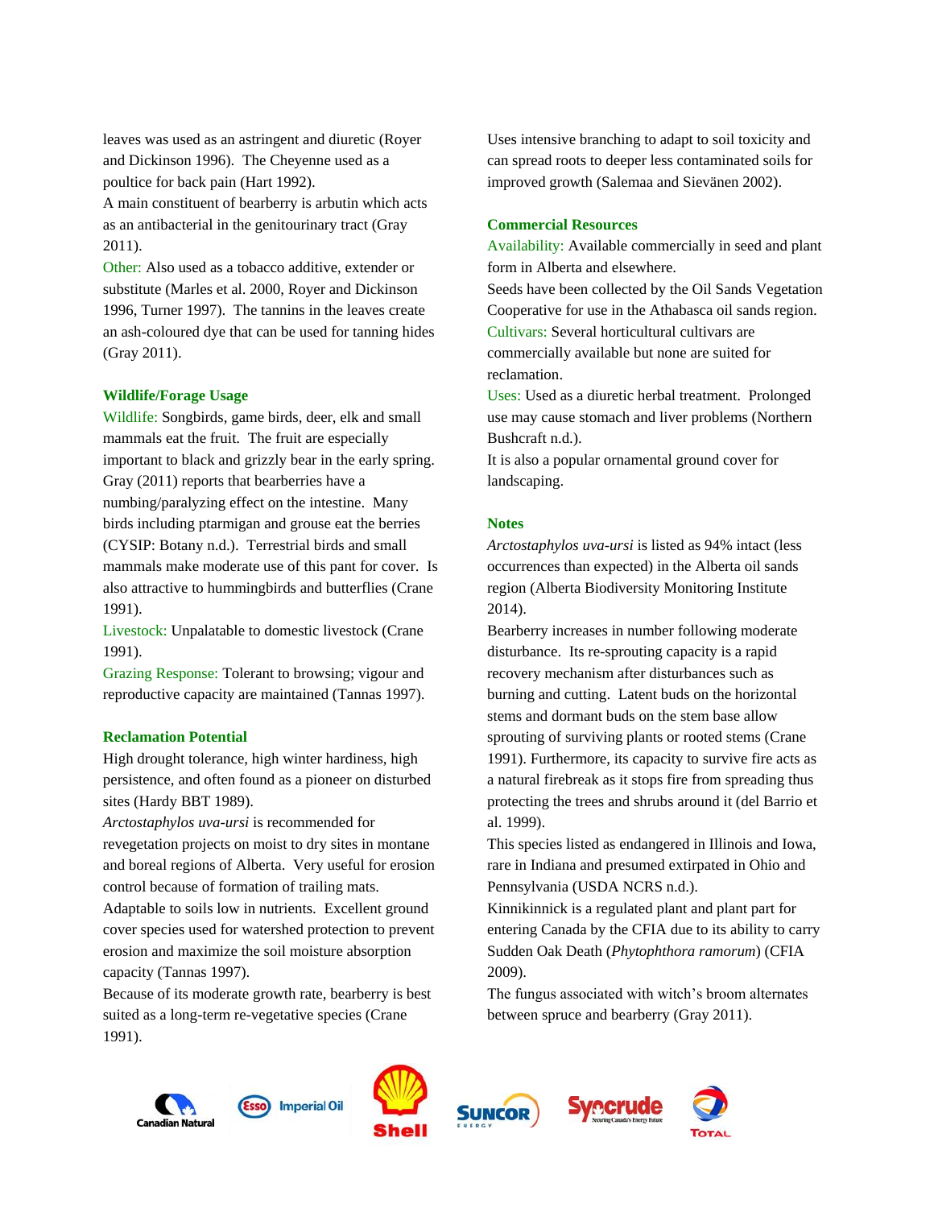leaves was used as an astringent and diuretic (Royer and Dickinson 1996). The Cheyenne used as a poultice for back pain (Hart 1992).

A main constituent of bearberry is arbutin which acts as an antibacterial in the genitourinary tract (Gray 2011).

Other: Also used as a tobacco additive, extender or substitute (Marles et al. 2000, Royer and Dickinson 1996, Turner 1997). The tannins in the leaves create an ash-coloured dye that can be used for tanning hides (Gray 2011).

## Wildlife/Forage Usage

Wildlife: Songbirds, game birds, deer, elk and small mammals eat the fruit. The fruit are especially important to black and grizzly bear in the early spring. Gray (2011) reports that bearberries have a numbing/paralyzing effect on the intestine. Many birds including ptarmigan and grouse eat the berries (CYSIP: Botany n.d.). Terrestrial birds and small mammals make moderate use of this pant for cover. Is also attractive to hummingbirds and butterflies (Crane 1991).

Livestock: Unpalatable to domestic livestock (Crane 1991).

Grazing Response: Tolerant to browsing; vigour and reproductive capacity are maintained (Tannas 1997).

## Reclamation Potential

High drought tolerance, high winter hardiness, high persistence, and often found as a pioneer on disturbed sites (Hardy BBT 1989).

*Arctostaphylos uva-ursi* is recommended for revegetation projects on moist to dry sites in montane and boreal regions of Alberta. Very useful for erosion control because of formation of trailing mats.

Adaptable to soils low in nutrients. Excellent ground cover species used for watershed protection to prevent erosion and maximize the soil moisture absorption capacity (Tannas 1997).

Because of its moderate growth rate, bearberry is best suited as a long-term re-vegetative species (Crane 1991).

Uses intensive branching to adapt to soil toxicity and can spread roots to deeper less contaminated soils for improved growth (Salemaa and Sievänen 2002).

## Commercial Resources

Availability: Available commercially in seed and plant form in Alberta and elsewhere.

Seeds have been collected by the Oil Sands Vegetation Cooperative for use in the Athabasca oil sands region.

Cultivars: Several horticultural cultivars are commercially available but none are suited for reclamation.

Uses: Used as a diuretic herbal treatment. Prolonged use may cause stomach and liver problems (Northern Bushcraft n.d.).

It is also a popular ornamental ground cover for landscaping.

## Notes

*Arctostaphylos uva-ursi* is listed as 94% intact (less occurrences than expected) in the Alberta oil sands region (Alberta Biodiversity Monitoring Institute 2014).

Bearberry increases in number following moderate disturbance. Its re-sprouting capacity is a rapid recovery mechanism after disturbances such as burning and cutting. Latent buds on the horizontal stems and dormant buds on the stem base allow sprouting of surviving plants or rooted stems (Crane 1991). Furthermore, its capacity to survive fire acts as a natural firebreak as it stops fire from spreading thus protecting the trees and shrubs around it (del Barrio et al. 1999).

This species listed as endangered in Illinois and Iowa, rare in Indiana and presumed extirpated in Ohio and Pennsylvania (USDA NCRS n.d.).

Kinnikinnick is a regulated plant and plant part for entering Canada by the CFIA due to its ability to carry Sudden Oak Death (*Phytophthora ramorum*) (CFIA 2009).

The fungus associated with witch's broom alternates between spruce and bearberry (Gray 2011).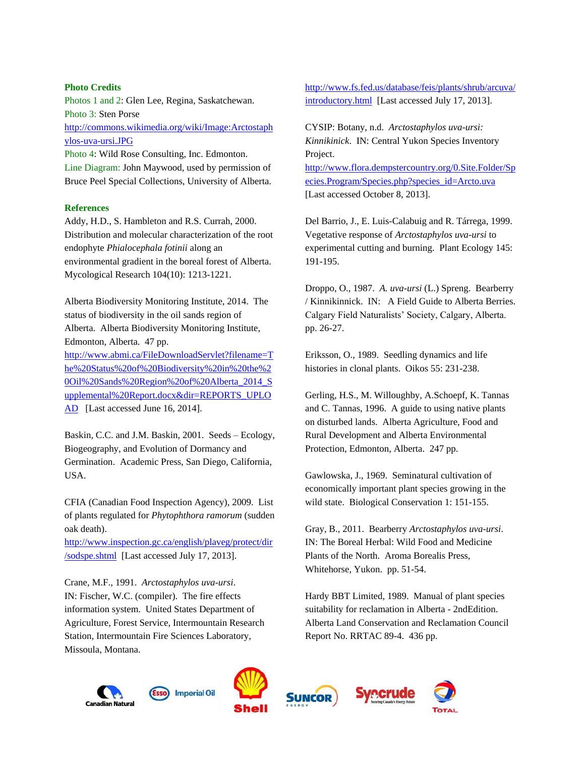## Photo Credits

Photos 1 and 2: Glen Lee, Regina, Saskatchewan.
Photo 3: Sten Porse
http://commons.wikimedia.org/wiki/Image:Arctostaphylos-uva-ursi.JPG
Photo 4: Wild Rose Consulting, Inc. Edmonton.
Line Diagram: John Maywood, used by permission of Bruce Peel Special Collections, University of Alberta.

## References

Addy, H.D., S. Hambleton and R.S. Currah, 2000. Distribution and molecular characterization of the root endophyte *Phialocephala fotinii* along an environmental gradient in the boreal forest of Alberta. Mycological Research 104(10): 1213-1221.

Alberta Biodiversity Monitoring Institute, 2014. The status of biodiversity in the oil sands region of Alberta. Alberta Biodiversity Monitoring Institute, Edmonton, Alberta. 47 pp. http://www.abmi.ca/FileDownloadServlet?filename=The%20Status%20of%20Biodiversity%20in%20the%20Oil%20Sands%20Region%20of%20Alberta_2014_Supplemental%20Report.docx&dir=REPORTS_UPLOAD [Last accessed June 16, 2014].

Baskin, C.C. and J.M. Baskin, 2001. Seeds – Ecology, Biogeography, and Evolution of Dormancy and Germination. Academic Press, San Diego, California, USA.

CFIA (Canadian Food Inspection Agency), 2009. List of plants regulated for *Phytophthora ramorum* (sudden oak death). http://www.inspection.gc.ca/english/plaveg/protect/dir/sodspe.shtml [Last accessed July 17, 2013].

Crane, M.F., 1991. *Arctostaphylos uva-ursi*. IN: Fischer, W.C. (compiler). The fire effects information system. United States Department of Agriculture, Forest Service, Intermountain Research Station, Intermountain Fire Sciences Laboratory, Missoula, Montana. http://www.fs.fed.us/database/feis/plants/shrub/arcuva/introductory.html [Last accessed July 17, 2013].

CYSIP: Botany, n.d. *Arctostaphylos uva-ursi: Kinnikinick*. IN: Central Yukon Species Inventory Project. http://www.flora.dempstercountry.org/0.Site.Folder/Species.Program/Species.php?species_id=Arcto.uva [Last accessed October 8, 2013].

Del Barrio, J., E. Luis-Calabuig and R. Tárrega, 1999. Vegetative response of *Arctostaphylos uva-ursi* to experimental cutting and burning. Plant Ecology 145: 191-195.

Droppo, O., 1987. *A. uva-ursi* (L.) Spreng. Bearberry / Kinnikinnick. IN: A Field Guide to Alberta Berries. Calgary Field Naturalists' Society, Calgary, Alberta. pp. 26-27.

Eriksson, O., 1989. Seedling dynamics and life histories in clonal plants. Oikos 55: 231-238.

Gerling, H.S., M. Willoughby, A.Schoepf, K. Tannas and C. Tannas, 1996. A guide to using native plants on disturbed lands. Alberta Agriculture, Food and Rural Development and Alberta Environmental Protection, Edmonton, Alberta. 247 pp.

Gawlowska, J., 1969. Seminatural cultivation of economically important plant species growing in the wild state. Biological Conservation 1: 151-155.

Gray, B., 2011. Bearberry *Arctostaphylos uva-ursi*. IN: The Boreal Herbal: Wild Food and Medicine Plants of the North. Aroma Borealis Press, Whitehorse, Yukon. pp. 51-54.

Hardy BBT Limited, 1989. Manual of plant species suitability for reclamation in Alberta - 2ndEdition. Alberta Land Conservation and Reclamation Council Report No. RRTAC 89-4. 436 pp.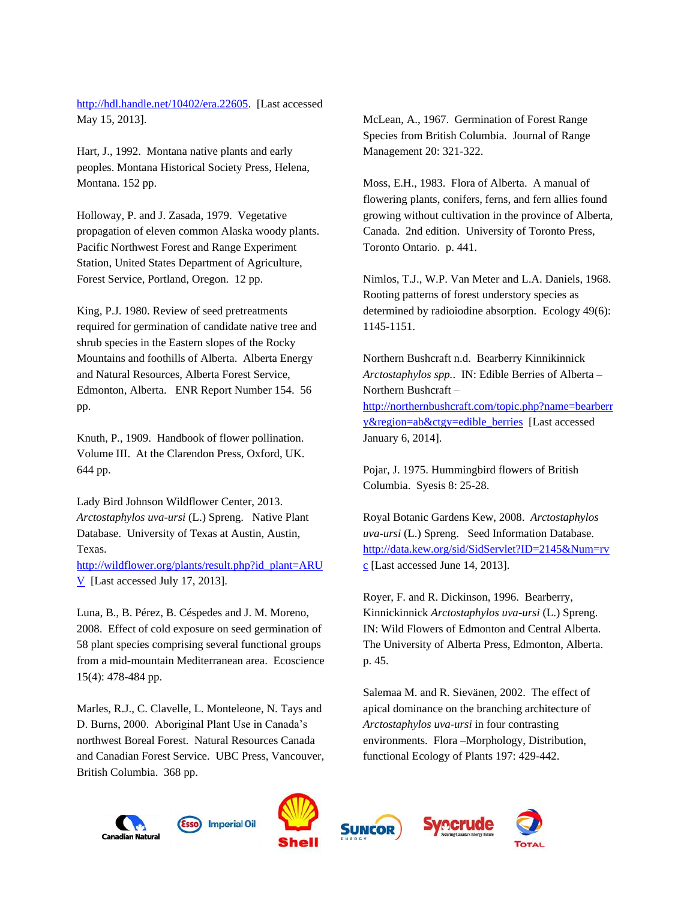http://hdl.handle.net/10402/era.22605. [Last accessed May 15, 2013].

Hart, J., 1992. Montana native plants and early peoples. Montana Historical Society Press, Helena, Montana. 152 pp.

Holloway, P. and J. Zasada, 1979. Vegetative propagation of eleven common Alaska woody plants. Pacific Northwest Forest and Range Experiment Station, United States Department of Agriculture, Forest Service, Portland, Oregon. 12 pp.

King, P.J. 1980. Review of seed pretreatments required for germination of candidate native tree and shrub species in the Eastern slopes of the Rocky Mountains and foothills of Alberta. Alberta Energy and Natural Resources, Alberta Forest Service, Edmonton, Alberta. ENR Report Number 154. 56 pp.

Knuth, P., 1909. Handbook of flower pollination. Volume III. At the Clarendon Press, Oxford, UK. 644 pp.

Lady Bird Johnson Wildflower Center, 2013. *Arctostaphylos uva-ursi* (L.) Spreng. Native Plant Database. University of Texas at Austin, Austin, Texas. http://wildflower.org/plants/result.php?id_plant=ARUV [Last accessed July 17, 2013].

Luna, B., B. Pérez, B. Céspedes and J. M. Moreno, 2008. Effect of cold exposure on seed germination of 58 plant species comprising several functional groups from a mid-mountain Mediterranean area. Ecoscience 15(4): 478-484 pp.

Marles, R.J., C. Clavelle, L. Monteleone, N. Tays and D. Burns, 2000. Aboriginal Plant Use in Canada's northwest Boreal Forest. Natural Resources Canada and Canadian Forest Service. UBC Press, Vancouver, British Columbia. 368 pp.

McLean, A., 1967. Germination of Forest Range Species from British Columbia. Journal of Range Management 20: 321-322.

Moss, E.H., 1983. Flora of Alberta. A manual of flowering plants, conifers, ferns, and fern allies found growing without cultivation in the province of Alberta, Canada. 2nd edition. University of Toronto Press, Toronto Ontario. p. 441.

Nimlos, T.J., W.P. Van Meter and L.A. Daniels, 1968. Rooting patterns of forest understory species as determined by radioiodine absorption. Ecology 49(6): 1145-1151.

Northern Bushcraft n.d. Bearberry Kinnikinnick *Arctostaphylos spp.*. IN: Edible Berries of Alberta – Northern Bushcraft – http://northernbushcraft.com/topic.php?name=bearberry&region=ab&ctgy=edible_berries [Last accessed January 6, 2014].

Pojar, J. 1975. Hummingbird flowers of British Columbia. Syesis 8: 25-28.

Royal Botanic Gardens Kew, 2008. *Arctostaphylos uva-ursi* (L.) Spreng. Seed Information Database. http://data.kew.org/sid/SidServlet?ID=2145&Num=rvc [Last accessed June 14, 2013].

Royer, F. and R. Dickinson, 1996. Bearberry, Kinnickinnick *Arctostaphylos uva-ursi* (L.) Spreng. IN: Wild Flowers of Edmonton and Central Alberta. The University of Alberta Press, Edmonton, Alberta. p. 45.

Salemaa M. and R. Sievänen, 2002. The effect of apical dominance on the branching architecture of *Arctostaphylos uva-ursi* in four contrasting environments. Flora –Morphology, Distribution, functional Ecology of Plants 197: 429-442.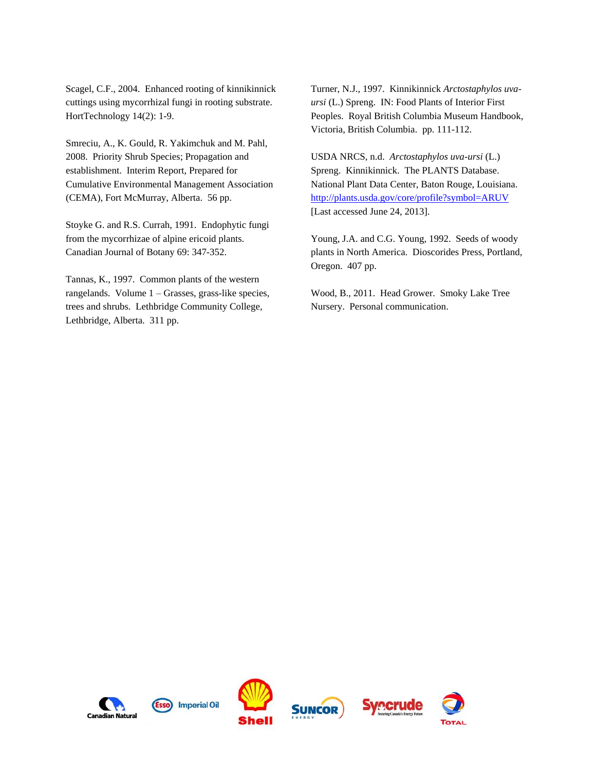Scagel, C.F., 2004. Enhanced rooting of kinnikinnick cuttings using mycorrhizal fungi in rooting substrate. HortTechnology 14(2): 1-9.

Smreciu, A., K. Gould, R. Yakimchuk and M. Pahl, 2008. Priority Shrub Species; Propagation and establishment. Interim Report, Prepared for Cumulative Environmental Management Association (CEMA), Fort McMurray, Alberta. 56 pp.

Stoyke G. and R.S. Currah, 1991. Endophytic fungi from the mycorrhizae of alpine ericoid plants. Canadian Journal of Botany 69: 347-352.

Tannas, K., 1997. Common plants of the western rangelands. Volume 1 – Grasses, grass-like species, trees and shrubs. Lethbridge Community College, Lethbridge, Alberta. 311 pp.

Turner, N.J., 1997. Kinnikinnick *Arctostaphylos uva-ursi* (L.) Spreng. IN: Food Plants of Interior First Peoples. Royal British Columbia Museum Handbook, Victoria, British Columbia. pp. 111-112.

USDA NRCS, n.d. *Arctostaphylos uva-ursi* (L.) Spreng. Kinnikinnick. The PLANTS Database. National Plant Data Center, Baton Rouge, Louisiana. http://plants.usda.gov/core/profile?symbol=ARUV [Last accessed June 24, 2013].

Young, J.A. and C.G. Young, 1992. Seeds of woody plants in North America. Dioscorides Press, Portland, Oregon. 407 pp.

Wood, B., 2011. Head Grower. Smoky Lake Tree Nursery. Personal communication.